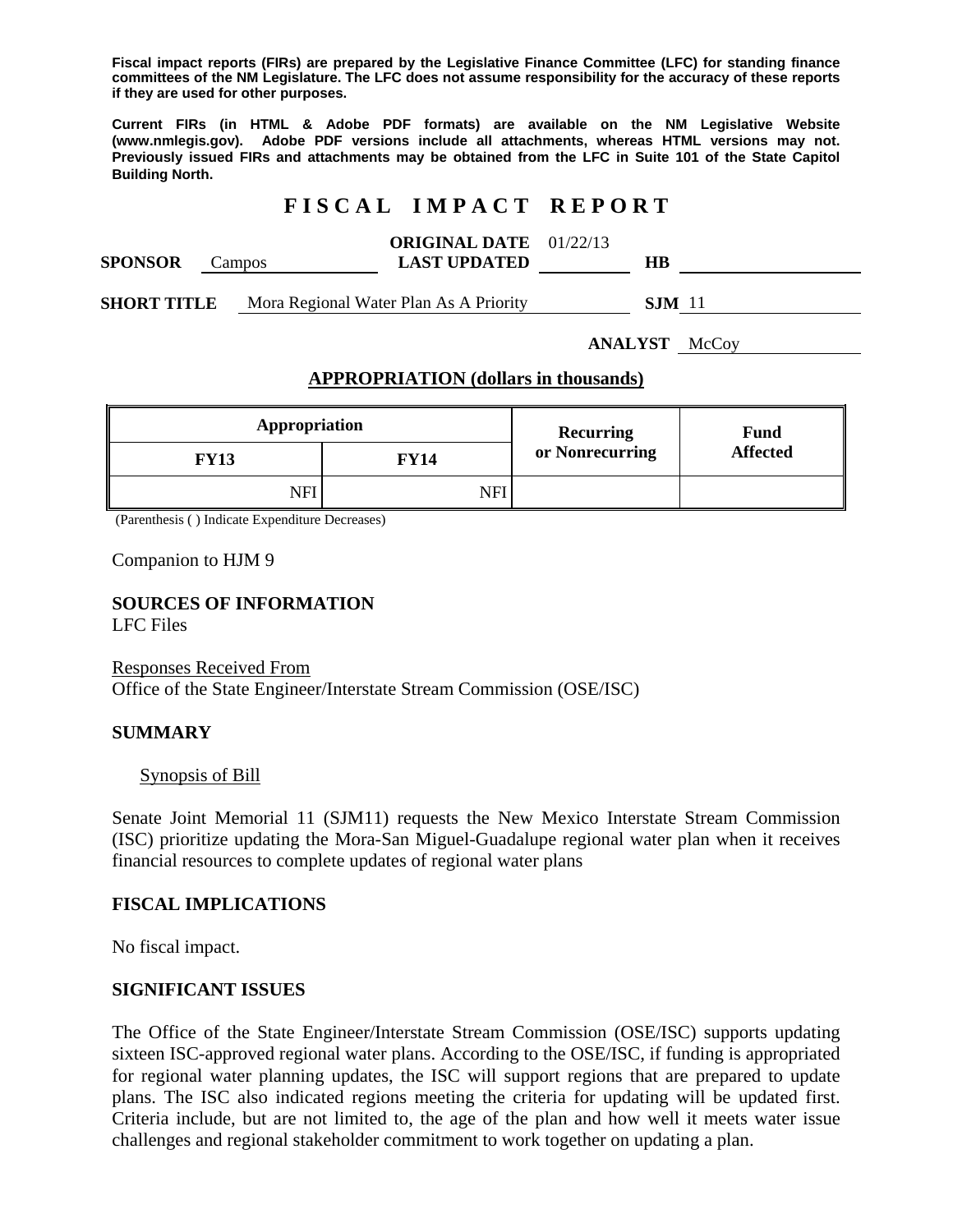**Fiscal impact reports (FIRs) are prepared by the Legislative Finance Committee (LFC) for standing finance committees of the NM Legislature. The LFC does not assume responsibility for the accuracy of these reports if they are used for other purposes.**

**Current FIRs (in HTML & Adobe PDF formats) are available on the NM Legislative Website (www.nmlegis.gov). Adobe PDF versions include all attachments, whereas HTML versions may not. Previously issued FIRs and attachments may be obtained from the LFC in Suite 101 of the State Capitol Building North.**

# F I S C A L   I M P A C T   R E P O R T

**SPONSOR** Campos **ORIGINAL DATE** 01/22/13 **LAST UPDATED** **HB**

**SHORT TITLE** Mora Regional Water Plan As A Priority **SJM** 11

**ANALYST** McCoy

## APPROPRIATION (dollars in thousands)

| Appropriation | | Recurring or Nonrecurring | Fund Affected |
|---|---|---|---|
| **FY13** | **FY14** | | |
| NFI | NFI | | |

(Parenthesis ( ) Indicate Expenditure Decreases)

Companion to HJM 9

### SOURCES OF INFORMATION

LFC Files

Responses Received From
Office of the State Engineer/Interstate Stream Commission (OSE/ISC)

### SUMMARY

Synopsis of Bill

Senate Joint Memorial 11 (SJM11) requests the New Mexico Interstate Stream Commission (ISC) prioritize updating the Mora-San Miguel-Guadalupe regional water plan when it receives financial resources to complete updates of regional water plans

### FISCAL IMPLICATIONS

No fiscal impact.

### SIGNIFICANT ISSUES

The Office of the State Engineer/Interstate Stream Commission (OSE/ISC) supports updating sixteen ISC-approved regional water plans. According to the OSE/ISC, if funding is appropriated for regional water planning updates, the ISC will support regions that are prepared to update plans. The ISC also indicated regions meeting the criteria for updating will be updated first. Criteria include, but are not limited to, the age of the plan and how well it meets water issue challenges and regional stakeholder commitment to work together on updating a plan.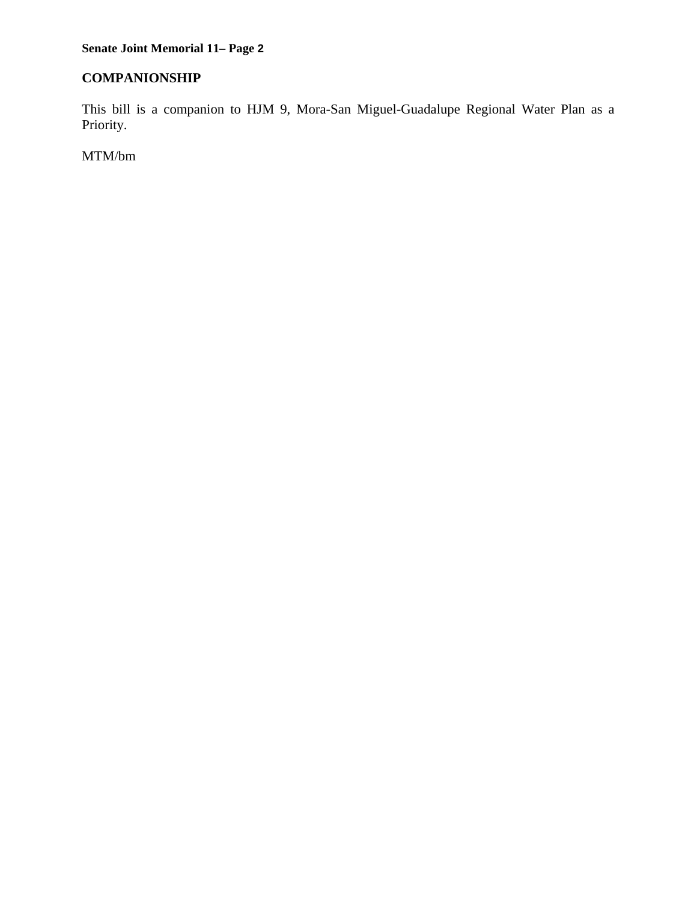## COMPANIONSHIP

This bill is a companion to HJM 9, Mora-San Miguel-Guadalupe Regional Water Plan as a Priority.

MTM/bm